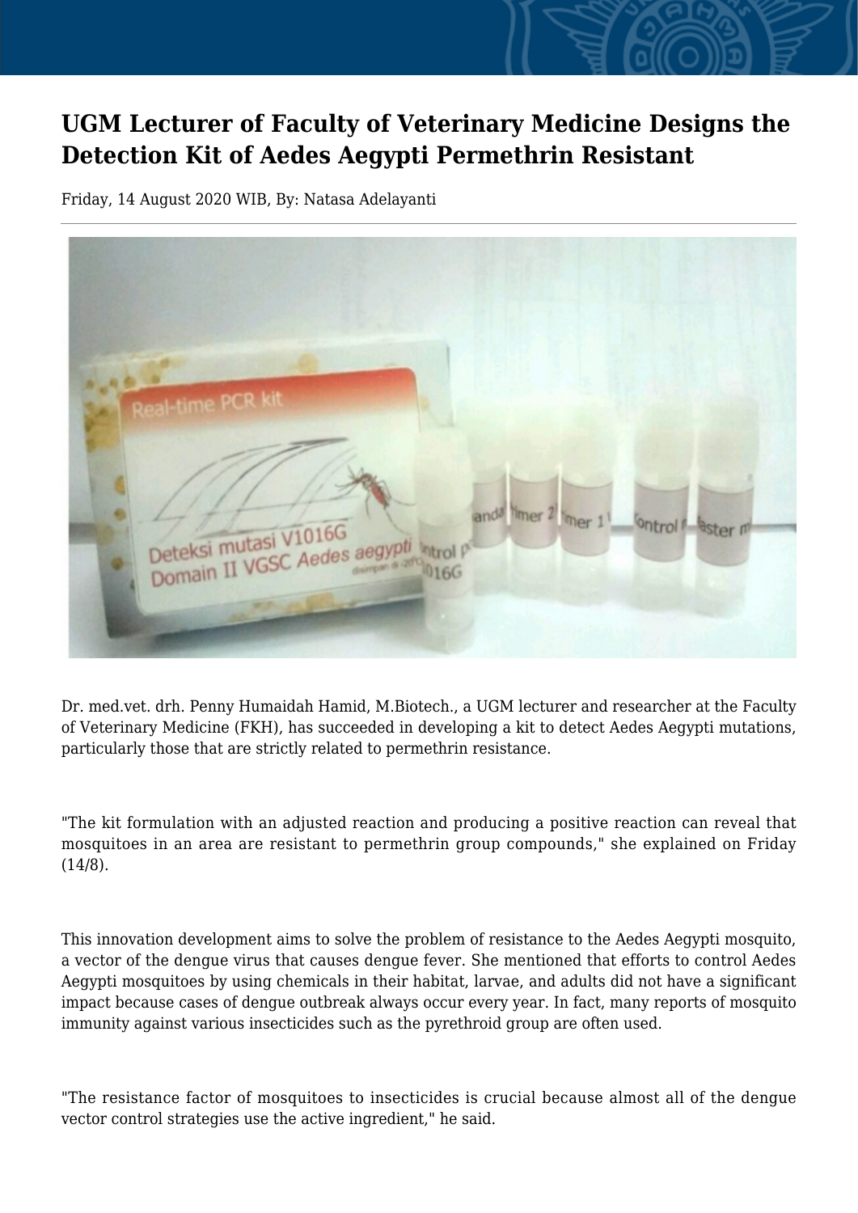# UGM Lecturer of Faculty of Veterinary Medicine Designs the Detection Kit of Aedes Aegypti Permethrin Resistant

Friday, 14 August 2020 WIB, By: Natasa Adelayanti

Dr. med.vet. drh. Penny Humaidah Hamid, M.Biotech., a UGM lecturer and researcher at the Faculty of Veterinary Medicine (FKH), has succeeded in developing a kit to detect Aedes Aegypti mutations, particularly those that are strictly related to permethrin resistance.

"The kit formulation with an adjusted reaction and producing a positive reaction can reveal that mosquitoes in an area are resistant to permethrin group compounds," she explained on Friday (14/8).

This innovation development aims to solve the problem of resistance to the Aedes Aegypti mosquito, a vector of the dengue virus that causes dengue fever. She mentioned that efforts to control Aedes Aegypti mosquitoes by using chemicals in their habitat, larvae, and adults did not have a significant impact because cases of dengue outbreak always occur every year. In fact, many reports of mosquito immunity against various insecticides such as the pyrethroid group are often used.

"The resistance factor of mosquitoes to insecticides is crucial because almost all of the dengue vector control strategies use the active ingredient," he said.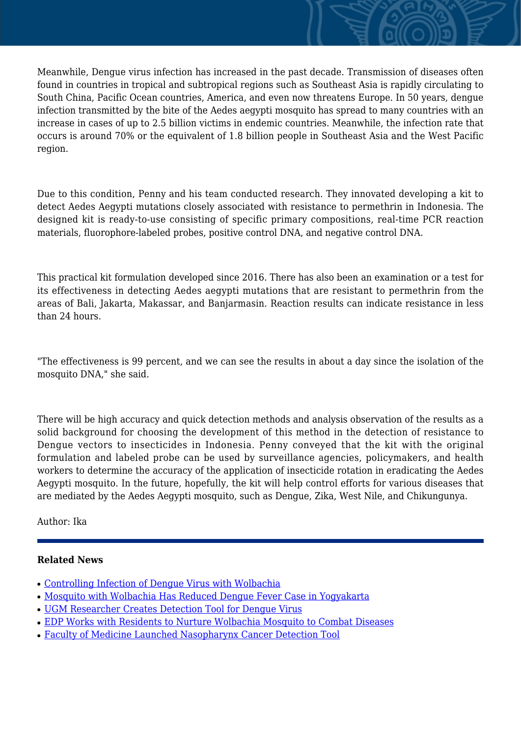Meanwhile, Dengue virus infection has increased in the past decade. Transmission of diseases often found in countries in tropical and subtropical regions such as Southeast Asia is rapidly circulating to South China, Pacific Ocean countries, America, and even now threatens Europe. In 50 years, dengue infection transmitted by the bite of the Aedes aegypti mosquito has spread to many countries with an increase in cases of up to 2.5 billion victims in endemic countries. Meanwhile, the infection rate that occurs is around 70% or the equivalent of 1.8 billion people in Southeast Asia and the West Pacific region.

Due to this condition, Penny and his team conducted research. They innovated developing a kit to detect Aedes Aegypti mutations closely associated with resistance to permethrin in Indonesia. The designed kit is ready-to-use consisting of specific primary compositions, real-time PCR reaction materials, fluorophore-labeled probes, positive control DNA, and negative control DNA.

This practical kit formulation developed since 2016. There has also been an examination or a test for its effectiveness in detecting Aedes aegypti mutations that are resistant to permethrin from the areas of Bali, Jakarta, Makassar, and Banjarmasin. Reaction results can indicate resistance in less than 24 hours.

"The effectiveness is 99 percent, and we can see the results in about a day since the isolation of the mosquito DNA," she said.

There will be high accuracy and quick detection methods and analysis observation of the results as a solid background for choosing the development of this method in the detection of resistance to Dengue vectors to insecticides in Indonesia. Penny conveyed that the kit with the original formulation and labeled probe can be used by surveillance agencies, policymakers, and health workers to determine the accuracy of the application of insecticide rotation in eradicating the Aedes Aegypti mosquito. In the future, hopefully, the kit will help control efforts for various diseases that are mediated by the Aedes Aegypti mosquito, such as Dengue, Zika, West Nile, and Chikungunya.

Author: Ika

**Related News**

- Controlling Infection of Dengue Virus with Wolbachia
- Mosquito with Wolbachia Has Reduced Dengue Fever Case in Yogyakarta
- UGM Researcher Creates Detection Tool for Dengue Virus
- EDP Works with Residents to Nurture Wolbachia Mosquito to Combat Diseases
- Faculty of Medicine Launched Nasopharynx Cancer Detection Tool